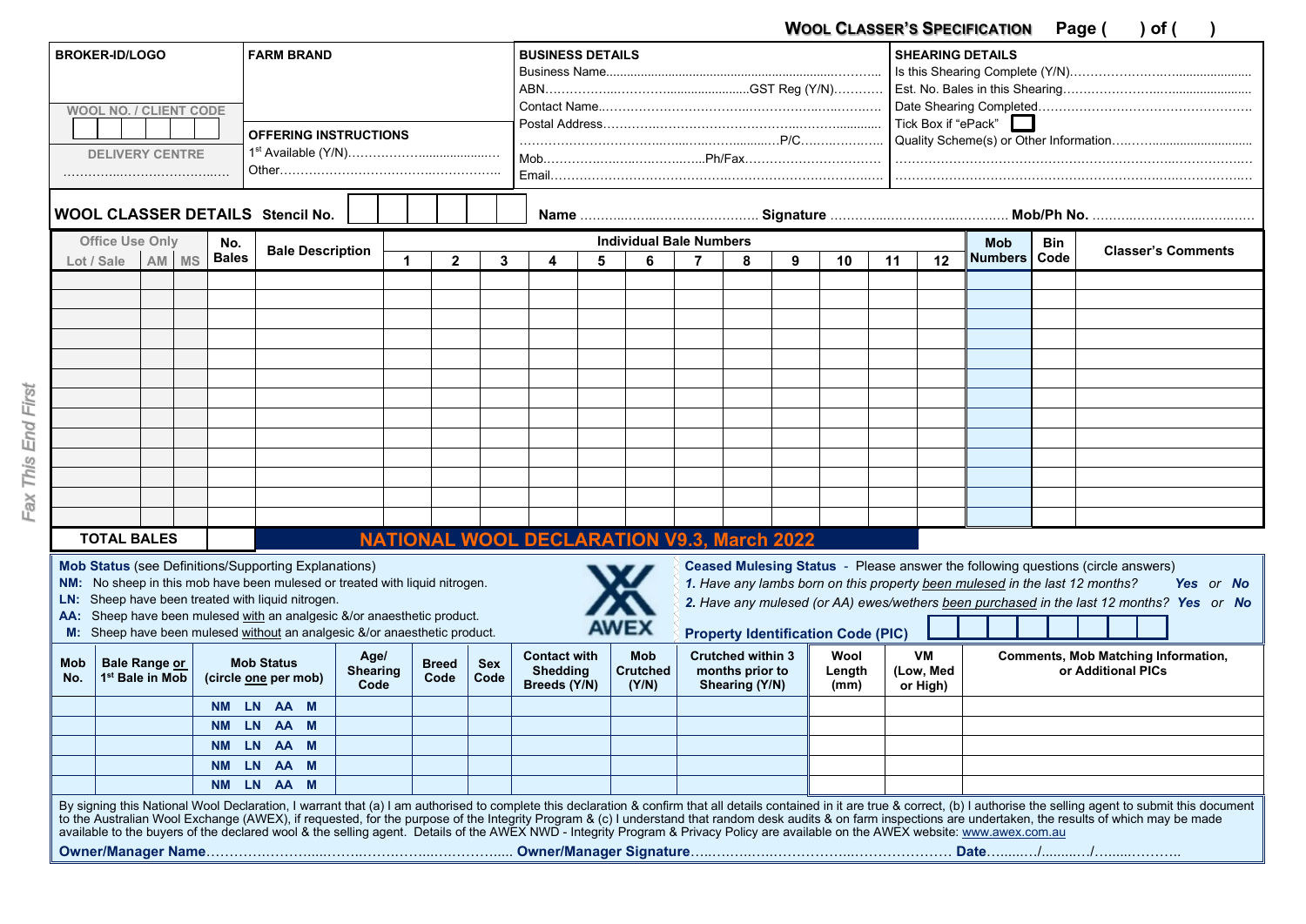# WOOL CLASSER'S SPECIFICATION

Page ( ) of ( )

| BROKER-ID/LOGO | FARM BRAND | BUSINESS DETAILS | SHEARING DETAILS |
|---|---|---|---|
| WOOL NO. / CLIENT CODE | | Business Name............................ | Is this Shearing Complete (Y/N)............ |
| | | ABN......................GST Reg (Y/N)............ | Est. No. Bales in this Shearing............ |
| DELIVERY CENTRE | OFFERING INSTRUCTIONS | Contact Name............................ | Date Shearing Completed............ |
| ................................ | 1st Available (Y/N)............ | Postal Address............................ | Tick Box if "ePack" ☐ |
| | Other............................ | ............................P/C............ | Quality Scheme(s) or Other Information............ |
| | | Mob............................Ph/Fax............................ | ............................ |
| | | Email............................ | ............................ |

**WOOL CLASSER DETAILS** Stencil No. ☐☐☐☐☐☐ **Name** ............................ **Signature** ............................ **Mob/Ph No.** ............................

| Office Use Only Lot / Sale | AM | MS | No. Bales | Bale Description | 1 | 2 | 3 | 4 | 5 | 6 | 7 | 8 | 9 | 10 | 11 | 12 | Mob Numbers | Bin Code | Classer's Comments |
|---|---|---|---|---|---|---|---|---|---|---|---|---|---|---|---|---|---|---|---|
| | | | | | | | | | | | | | | | | | | | |
| | | | | | | | | | | | | | | | | | | | |
| | | | | | | | | | | | | | | | | | | | |
| | | | | | | | | | | | | | | | | | | | |
| | | | | | | | | | | | | | | | | | | | |
| | | | | | | | | | | | | | | | | | | | |
| | | | | | | | | | | | | | | | | | | | |
| | | | | | | | | | | | | | | | | | | | |
| | | | | | | | | | | | | | | | | | | | |
| | | | | | | | | | | | | | | | | | | | |
| | | | | | | | | | | | | | | | | | | | |
| | | | | | | | | | | | | | | | | | | | |
| | | | | | | | | | | | | | | | | | | | |
| **TOTAL BALES** | | | | | | | | | | | | | | | | | | | |

*Individual Bale Numbers* (columns 1–12)

## NATIONAL WOOL DECLARATION V9.3, March 2022

**Mob Status** (see Definitions/Supporting Explanations)

- **NM:** No sheep in this mob have been mulesed or treated with liquid nitrogen.
- **LN:** Sheep have been treated with liquid nitrogen.
- **AA:** Sheep have been mulesed with an analgesic &/or anaesthetic product.
- **M:** Sheep have been mulesed without an analgesic &/or anaesthetic product.

AWEX

**Ceased Mulesing Status** - Please answer the following questions (circle answers)

*1. Have any lambs born on this property been mulesed in the last 12 months?* **Yes** or **No**

*2. Have any mulesed (or AA) ewes/wethers been purchased in the last 12 months?* **Yes** or **No**

**Property Identification Code (PIC)** ☐☐☐☐☐☐☐☐

| Mob No. | Bale Range or 1st Bale in Mob | Mob Status (circle one per mob) | Age/ Shearing Code | Breed Code | Sex Code | Contact with Shedding Breeds (Y/N) | Mob Crutched (Y/N) | Crutched within 3 months prior to Shearing (Y/N) | Wool Length (mm) | VM (Low, Med or High) | Comments, Mob Matching Information, or Additional PICs |
|---|---|---|---|---|---|---|---|---|---|---|---|
| | | NM LN AA M | | | | | | | | | |
| | | NM LN AA M | | | | | | | | | |
| | | NM LN AA M | | | | | | | | | |
| | | NM LN AA M | | | | | | | | | |
| | | NM LN AA M | | | | | | | | | |

By signing this National Wool Declaration, I warrant that (a) I am authorised to complete this declaration & confirm that all details contained in it are true & correct, (b) I authorise the selling agent to submit this document to the Australian Wool Exchange (AWEX), if requested, for the purpose of the Integrity Program & (c) I understand that random desk audits & on farm inspections are undertaken, the results of which may be made available to the buyers of the declared wool & the selling agent. Details of the AWEX NWD - Integrity Program & Privacy Policy are available on the AWEX website: www.awex.com.au

**Owner/Manager Name**............................ **Owner/Manager Signature**............................ **Date**....../....../......

*Fax This End First*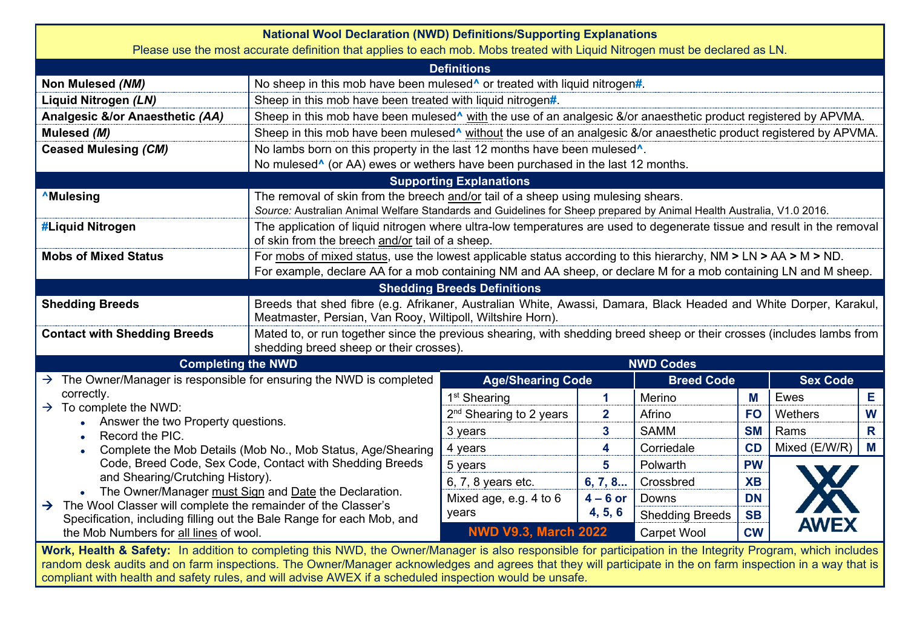# National Wool Declaration (NWD) Definitions/Supporting Explanations

Please use the most accurate definition that applies to each mob. Mobs treated with Liquid Nitrogen must be declared as LN.

## Definitions

| | |
|---|---|
| **Non Mulesed *(NM)*** | No sheep in this mob have been mulesed**^** or treated with liquid nitrogen**#**. |
| **Liquid Nitrogen *(LN)*** | Sheep in this mob have been treated with liquid nitrogen**#**. |
| **Analgesic &/or Anaesthetic *(AA)*** | Sheep in this mob have been mulesed**^** with the use of an analgesic &/or anaesthetic product registered by APVMA. |
| **Mulesed *(M)*** | Sheep in this mob have been mulesed**^** without the use of an analgesic &/or anaesthetic product registered by APVMA. |
| **Ceased Mulesing *(CM)*** | No lambs born on this property in the last 12 months have been mulesed**^**. No mulesed**^** (or AA) ewes or wethers have been purchased in the last 12 months. |

## Supporting Explanations

| | |
|---|---|
| **^Mulesing** | The removal of skin from the breech and/or tail of a sheep using mulesing shears. *Source:* Australian Animal Welfare Standards and Guidelines for Sheep prepared by Animal Health Australia, V1.0 2016. |
| **#Liquid Nitrogen** | The application of liquid nitrogen where ultra-low temperatures are used to degenerate tissue and result in the removal of skin from the breech and/or tail of a sheep. |
| **Mobs of Mixed Status** | For mobs of mixed status, use the lowest applicable status according to this hierarchy, NM **>** LN **>** AA **>** M **>** ND. For example, declare AA for a mob containing NM and AA sheep, or declare M for a mob containing LN and M sheep. |

## Shedding Breeds Definitions

| | |
|---|---|
| **Shedding Breeds** | Breeds that shed fibre (e.g. Afrikaner, Australian White, Awassi, Damara, Black Headed and White Dorper, Karakul, Meatmaster, Persian, Van Rooy, Wiltipoll, Wiltshire Horn). |
| **Contact with Shedding Breeds** | Mated to, or run together since the previous shearing, with shedding breed sheep or their crosses (includes lambs from shedding breed sheep or their crosses). |

## Completing the NWD

- The Owner/Manager is responsible for ensuring the NWD is completed correctly.
- To complete the NWD:
  - Answer the two Property questions.
  - Record the PIC.
  - Complete the Mob Details (Mob No., Mob Status, Age/Shearing Code, Breed Code, Sex Code, Contact with Shedding Breeds and Shearing/Crutching History).
  - The Owner/Manager must Sign and Date the Declaration.
- The Wool Classer will complete the remainder of the Classer's Specification, including filling out the Bale Range for each Mob, and the Mob Numbers for all lines of wool.

## NWD Codes

| Age/Shearing Code | | Breed Code | | Sex Code | |
|---|---|---|---|---|---|
| 1st Shearing | **1** | Merino | **M** | Ewes | **E** |
| 2nd Shearing to 2 years | **2** | Afrino | **FO** | Wethers | **W** |
| 3 years | **3** | SAMM | **SM** | Rams | **R** |
| 4 years | **4** | Corriedale | **CD** | Mixed (E/W/R) | **M** |
| 5 years | **5** | Polwarth | **PW** | | |
| 6, 7, 8 years etc. | **6, 7, 8...** | Crossbred | **XB** | | |
| Mixed age, e.g. 4 to 6 years | **4 – 6 or 4, 5, 6** | Downs | **DN** | | |
| | | Shedding Breeds | **SB** | | |
| | | Carpet Wool | **CW** | | |

**NWD V9.3, March 2022**

AWEX

**Work, Health & Safety:** In addition to completing this NWD, the Owner/Manager is also responsible for participation in the Integrity Program, which includes random desk audits and on farm inspections. The Owner/Manager acknowledges and agrees that they will participate in the on farm inspection in a way that is compliant with health and safety rules, and will advise AWEX if a scheduled inspection would be unsafe.